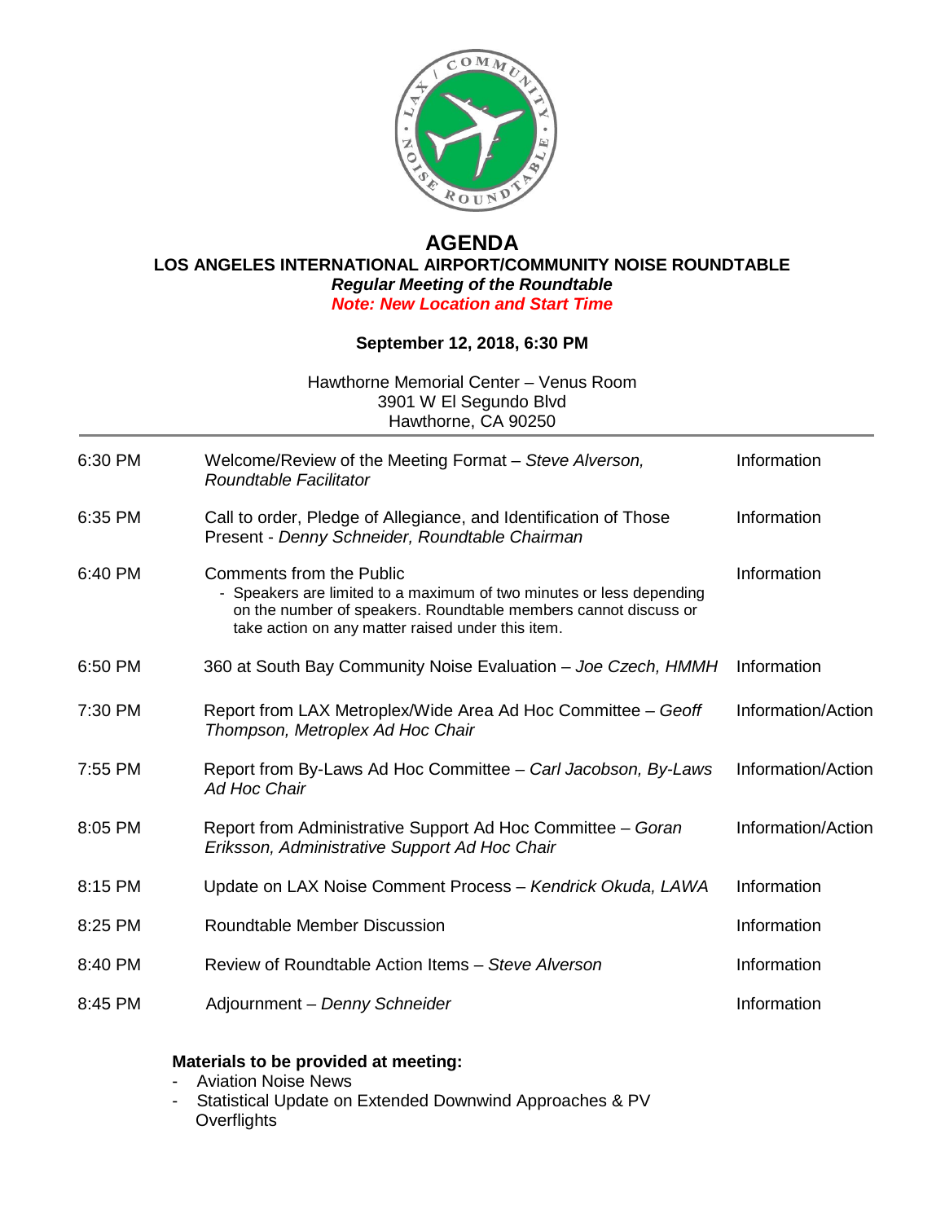# AGENDA

## LOS ANGELES INTERNATIONAL AIRPORT/COMMUNITY NOISE ROUNDTABLE

***Regular Meeting of the Roundtable***

***Note: New Location and Start Time***

**September 12, 2018, 6:30 PM**

Hawthorne Memorial Center – Venus Room
3901 W El Segundo Blvd
Hawthorne, CA 90250

| | | |
|---|---|---|
| 6:30 PM | Welcome/Review of the Meeting Format – *Steve Alverson, Roundtable Facilitator* | Information |
| 6:35 PM | Call to order, Pledge of Allegiance, and Identification of Those Present - *Denny Schneider, Roundtable Chairman* | Information |
| 6:40 PM | Comments from the Public<br>- Speakers are limited to a maximum of two minutes or less depending on the number of speakers. Roundtable members cannot discuss or take action on any matter raised under this item. | Information |
| 6:50 PM | 360 at South Bay Community Noise Evaluation – *Joe Czech, HMMH* | Information |
| 7:30 PM | Report from LAX Metroplex/Wide Area Ad Hoc Committee – *Geoff Thompson, Metroplex Ad Hoc Chair* | Information/Action |
| 7:55 PM | Report from By-Laws Ad Hoc Committee – *Carl Jacobson, By-Laws Ad Hoc Chair* | Information/Action |
| 8:05 PM | Report from Administrative Support Ad Hoc Committee – *Goran Eriksson, Administrative Support Ad Hoc Chair* | Information/Action |
| 8:15 PM | Update on LAX Noise Comment Process – *Kendrick Okuda, LAWA* | Information |
| 8:25 PM | Roundtable Member Discussion | Information |
| 8:40 PM | Review of Roundtable Action Items – *Steve Alverson* | Information |
| 8:45 PM | Adjournment – *Denny Schneider* | Information |

**Materials to be provided at meeting:**

- Aviation Noise News
- Statistical Update on Extended Downwind Approaches & PV Overflights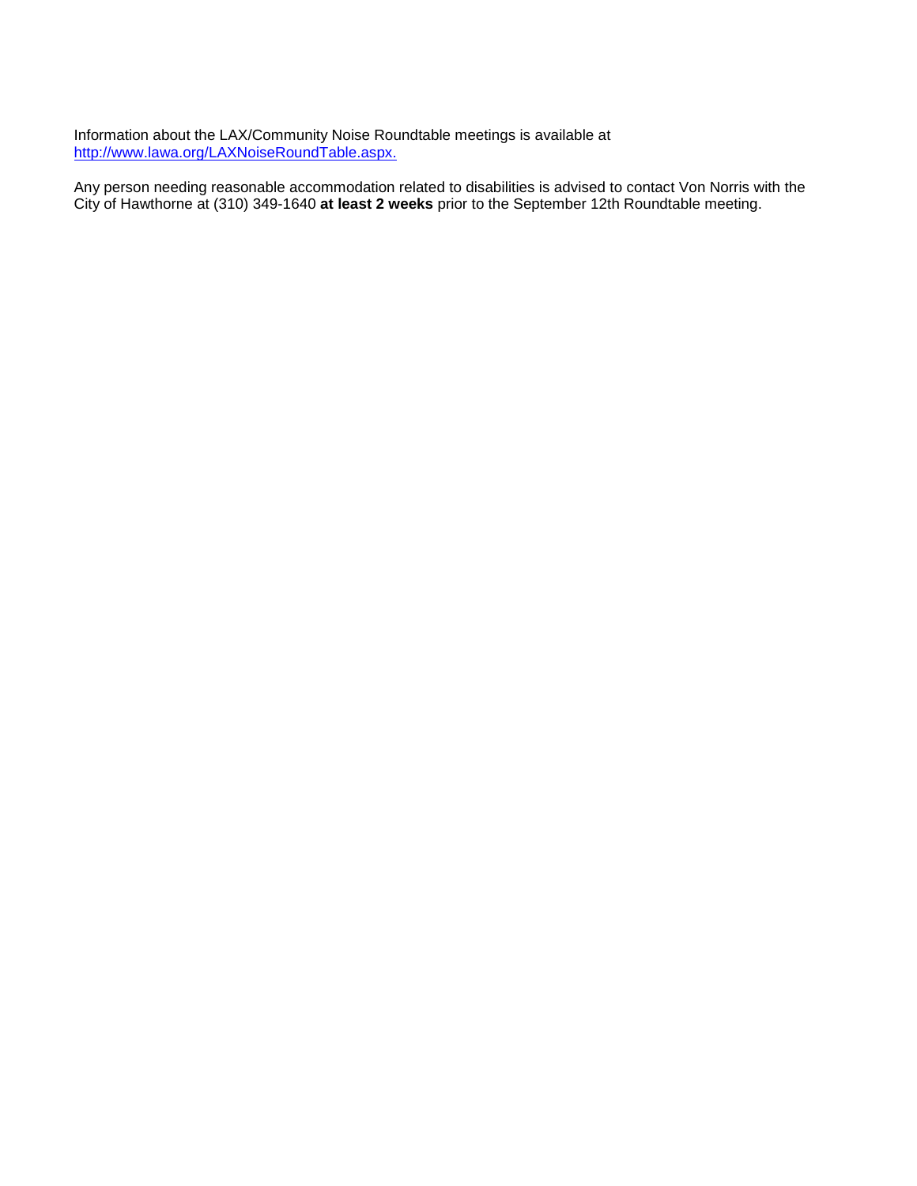Information about the LAX/Community Noise Roundtable meetings is available at [http://www.lawa.org/LAXNoiseRoundTable.aspx.](http://www.lawa.org/LAXNoiseRoundTable.aspx)

Any person needing reasonable accommodation related to disabilities is advised to contact Von Norris with the City of Hawthorne at (310) 349-1640 **at least 2 weeks** prior to the September 12th Roundtable meeting.